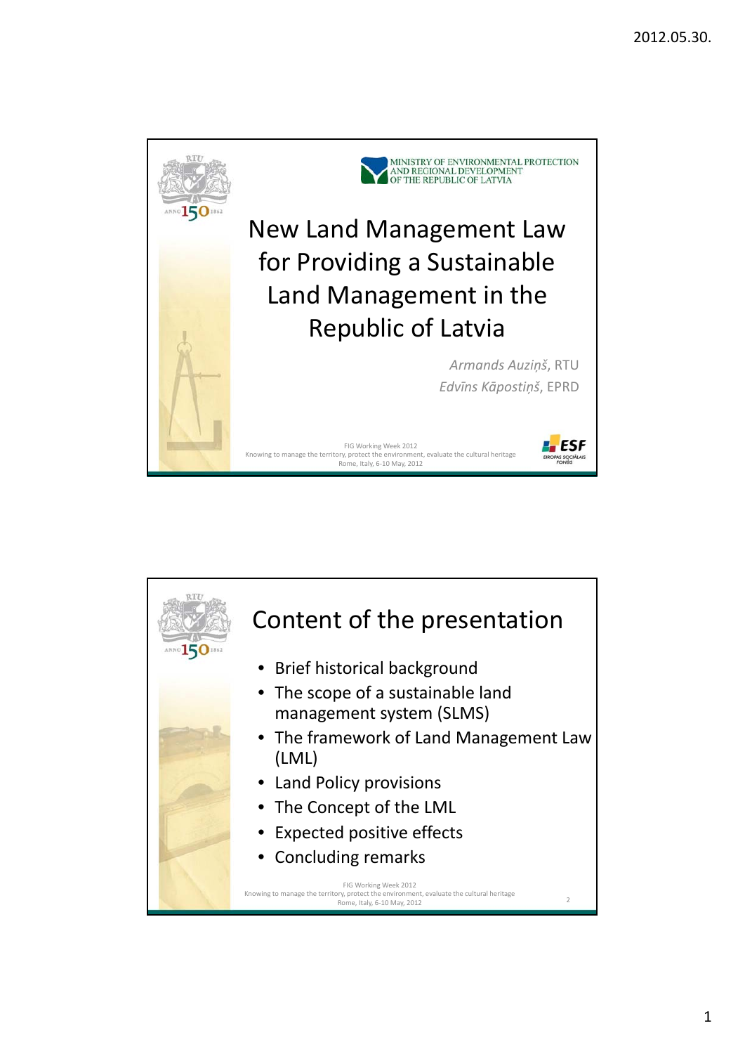MINISTRY OF ENVIRONMENTAL PROTECTION AND REGIONAL DEVELOPMENT OF THE REPUBLIC OF LATVIA

# New Land Management Law for Providing a Sustainable Land Management in the Republic of Latvia

*Armands Auziņš*, RTU

*Edvīns Kāpostiņš*, EPRD

FIG Working Week 2012
Knowing to manage the territory, protect the environment, evaluate the cultural heritage
Rome, Italy, 6-10 May, 2012

## Content of the presentation

- Brief historical background
- The scope of a sustainable land management system (SLMS)
- The framework of Land Management Law (LML)
- Land Policy provisions
- The Concept of the LML
- Expected positive effects
- Concluding remarks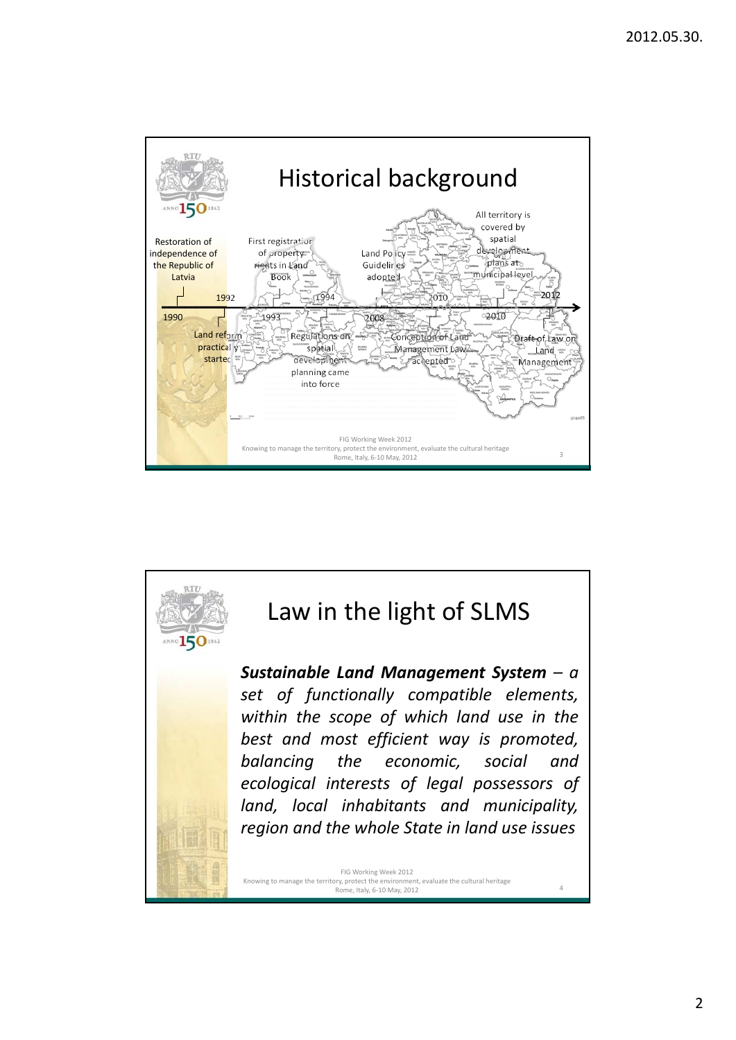## Historical background

- 1990 — Restoration of independence of the Republic of Latvia
- 1992 — Land reform practically started
- 1993 — First registration of property rights in Land Book
- 1994 — Regulations on spatial development planning came into force
- 2008 — Land Policy Guidelines adopted
- 2010 — Conception of Land Management Law accepted
- 2010 — All territory is covered by spatial development plans at municipal level
- 2012 — Draft of Law on Land Management

FIG Working Week 2012
Knowing to manage the territory, protect the environment, evaluate the cultural heritage
Rome, Italy, 6-10 May, 2012

## Law in the light of SLMS

***Sustainable Land Management System** – a set of functionally compatible elements, within the scope of which land use in the best and most efficient way is promoted, balancing the economic, social and ecological interests of legal possessors of land, local inhabitants and municipality, region and the whole State in land use issues*

FIG Working Week 2012
Knowing to manage the territory, protect the environment, evaluate the cultural heritage
Rome, Italy, 6-10 May, 2012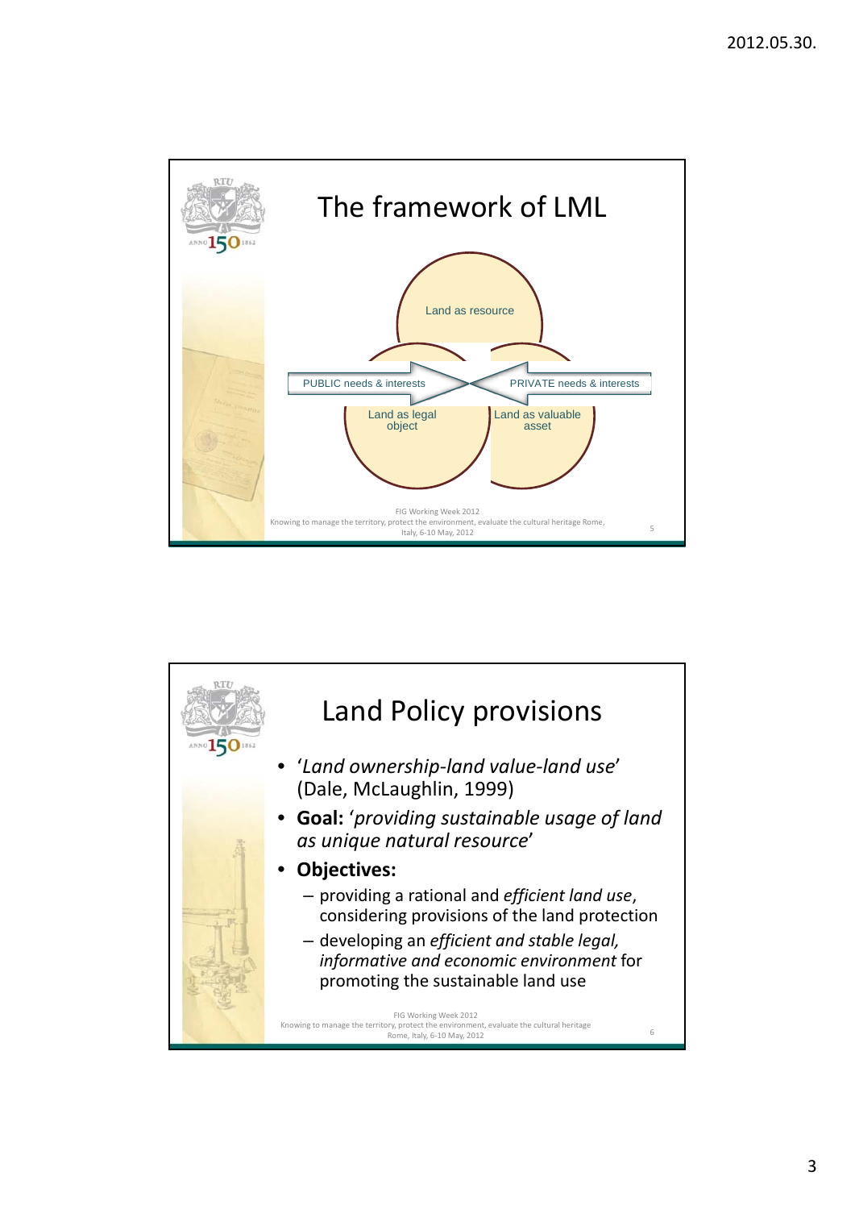# The framework of LML

Land as resource

PUBLIC needs & interests

PRIVATE needs & interests

Land as legal object

Land as valuable asset

# Land Policy provisions

- '*Land ownership-land value-land use*' (Dale, McLaughlin, 1999)
- **Goal:** '*providing sustainable usage of land as unique natural resource*'
- **Objectives:**
  - providing a rational and *efficient land use*, considering provisions of the land protection
  - developing an *efficient and stable legal, informative and economic environment* for promoting the sustainable land use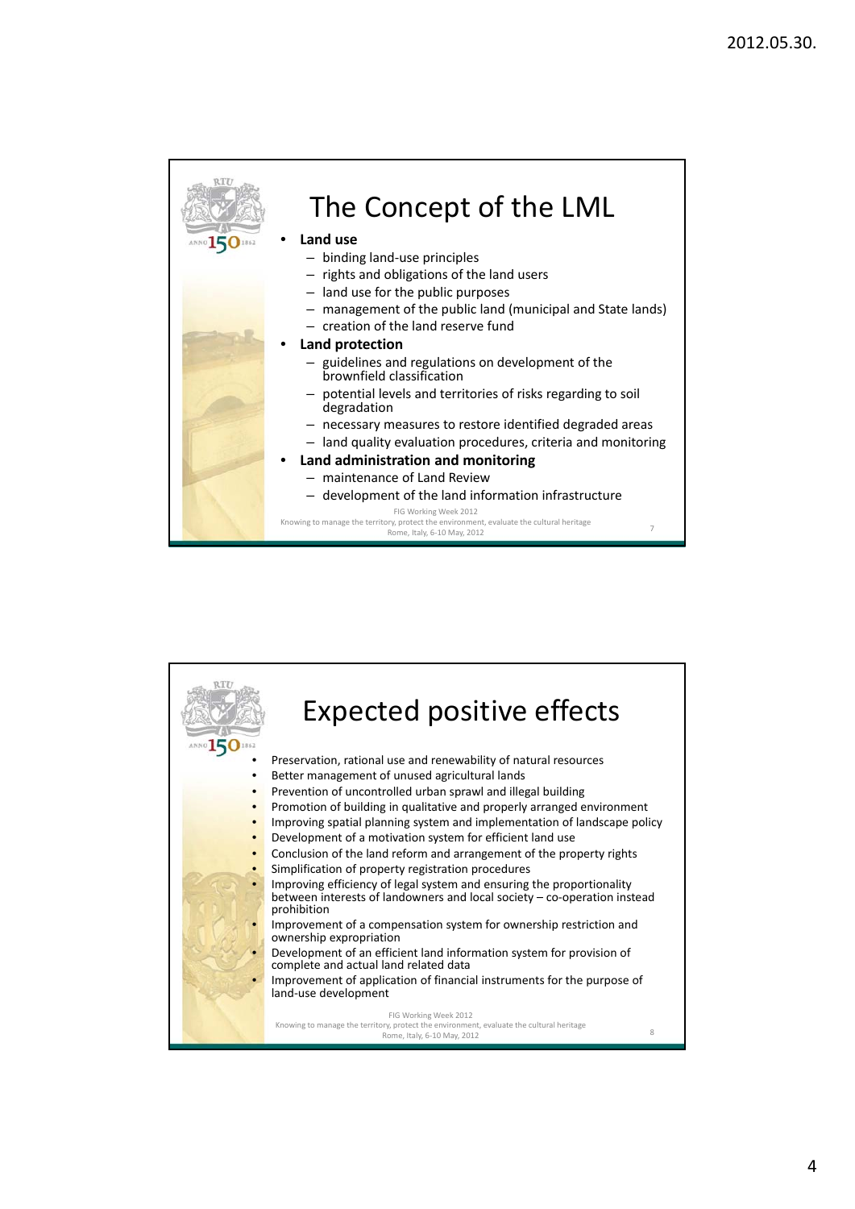# The Concept of the LML

- **Land use**
  - binding land-use principles
  - rights and obligations of the land users
  - land use for the public purposes
  - management of the public land (municipal and State lands)
  - creation of the land reserve fund
- **Land protection**
  - guidelines and regulations on development of the brownfield classification
  - potential levels and territories of risks regarding to soil degradation
  - necessary measures to restore identified degraded areas
  - land quality evaluation procedures, criteria and monitoring
- **Land administration and monitoring**
  - maintenance of Land Review
  - development of the land information infrastructure

# Expected positive effects

- Preservation, rational use and renewability of natural resources
- Better management of unused agricultural lands
- Prevention of uncontrolled urban sprawl and illegal building
- Promotion of building in qualitative and properly arranged environment
- Improving spatial planning system and implementation of landscape policy
- Development of a motivation system for efficient land use
- Conclusion of the land reform and arrangement of the property rights
- Simplification of property registration procedures
- Improving efficiency of legal system and ensuring the proportionality between interests of landowners and local society – co-operation instead prohibition
- Improvement of a compensation system for ownership restriction and ownership expropriation
- Development of an efficient land information system for provision of complete and actual land related data
- Improvement of application of financial instruments for the purpose of land-use development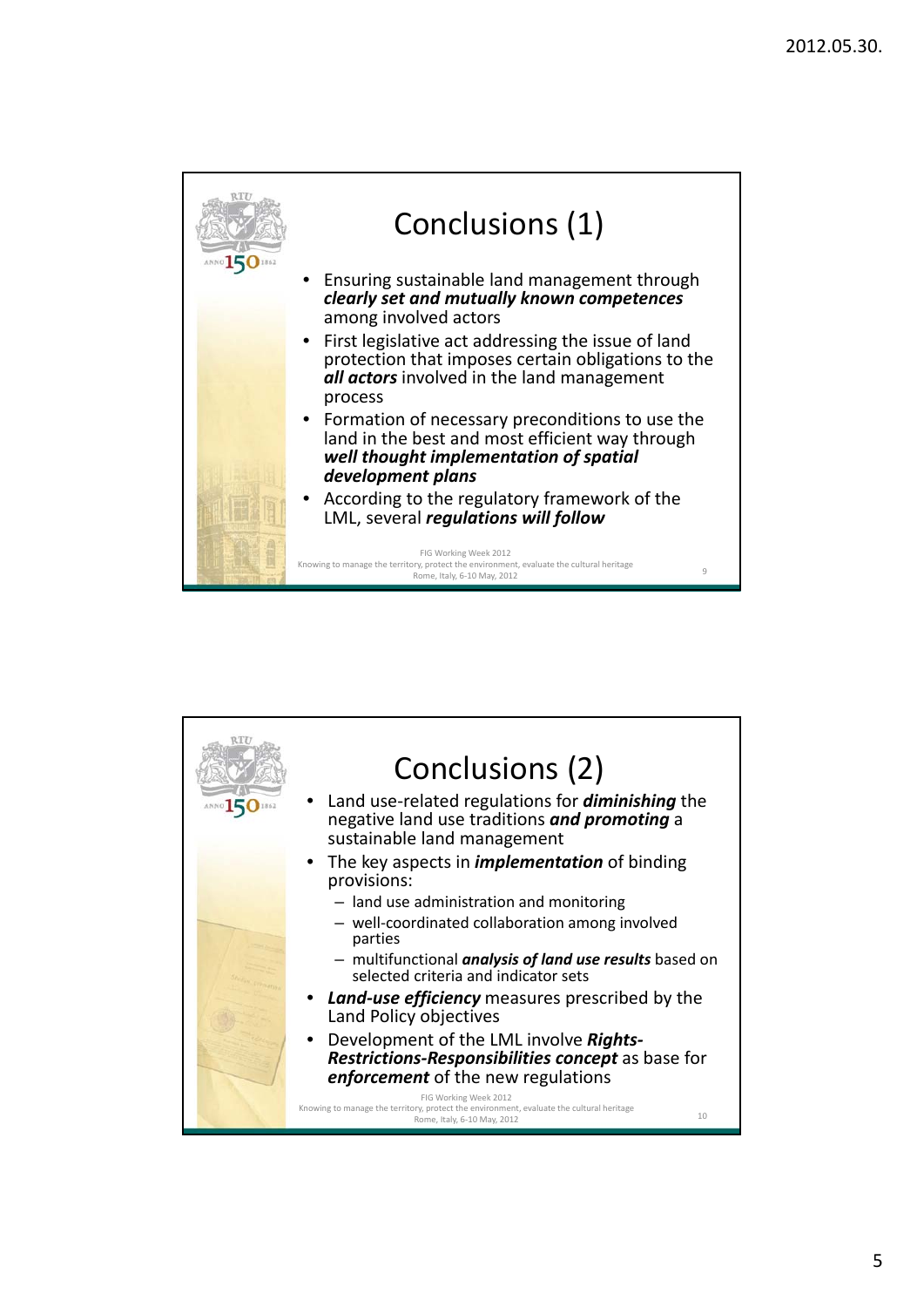## Conclusions (1)

- Ensuring sustainable land management through ***clearly set and mutually known competences*** among involved actors
- First legislative act addressing the issue of land protection that imposes certain obligations to the ***all actors*** involved in the land management process
- Formation of necessary preconditions to use the land in the best and most efficient way through ***well thought implementation of spatial development plans***
- According to the regulatory framework of the LML, several ***regulations will follow***

## Conclusions (2)

- Land use-related regulations for ***diminishing*** the negative land use traditions ***and promoting*** a sustainable land management
- The key aspects in ***implementation*** of binding provisions:
  - land use administration and monitoring
  - well-coordinated collaboration among involved parties
  - multifunctional ***analysis of land use results*** based on selected criteria and indicator sets
- ***Land-use efficiency*** measures prescribed by the Land Policy objectives
- Development of the LML involve ***Rights-Restrictions-Responsibilities concept*** as base for ***enforcement*** of the new regulations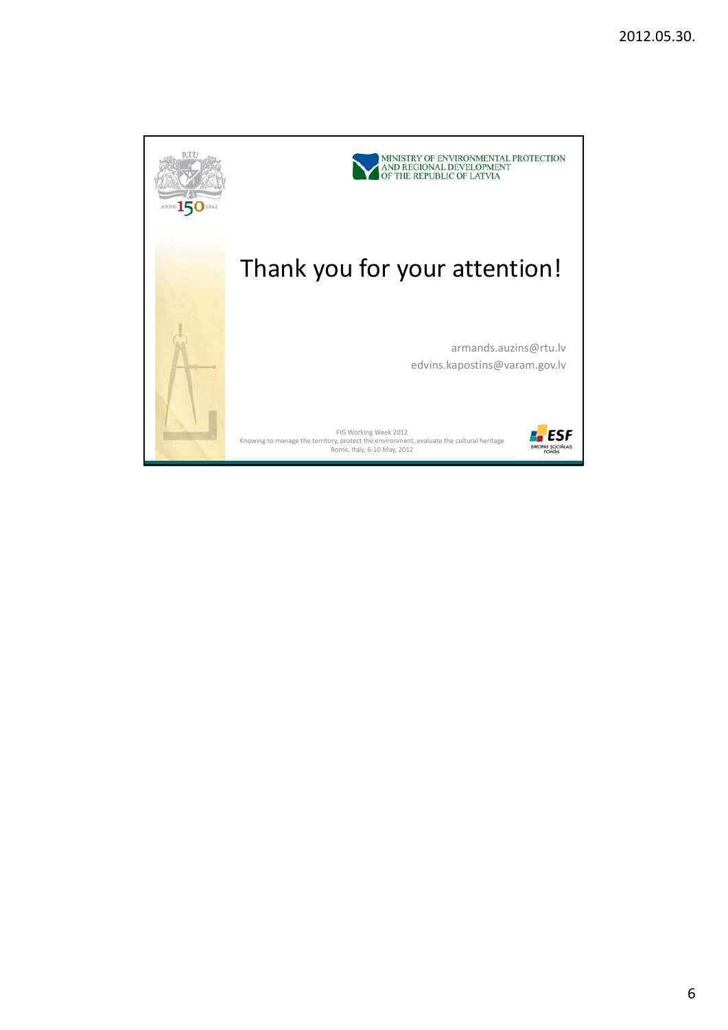MINISTRY OF ENVIRONMENTAL PROTECTION AND REGIONAL DEVELOPMENT OF THE REPUBLIC OF LATVIA

# Thank you for your attention!

armands.auzins@rtu.lv
edvins.kapostins@varam.gov.lv

FIG Working Week 2012
Knowing to manage the territory, protect the environment, evaluate the cultural heritage
Rome, Italy, 6-10 May, 2012